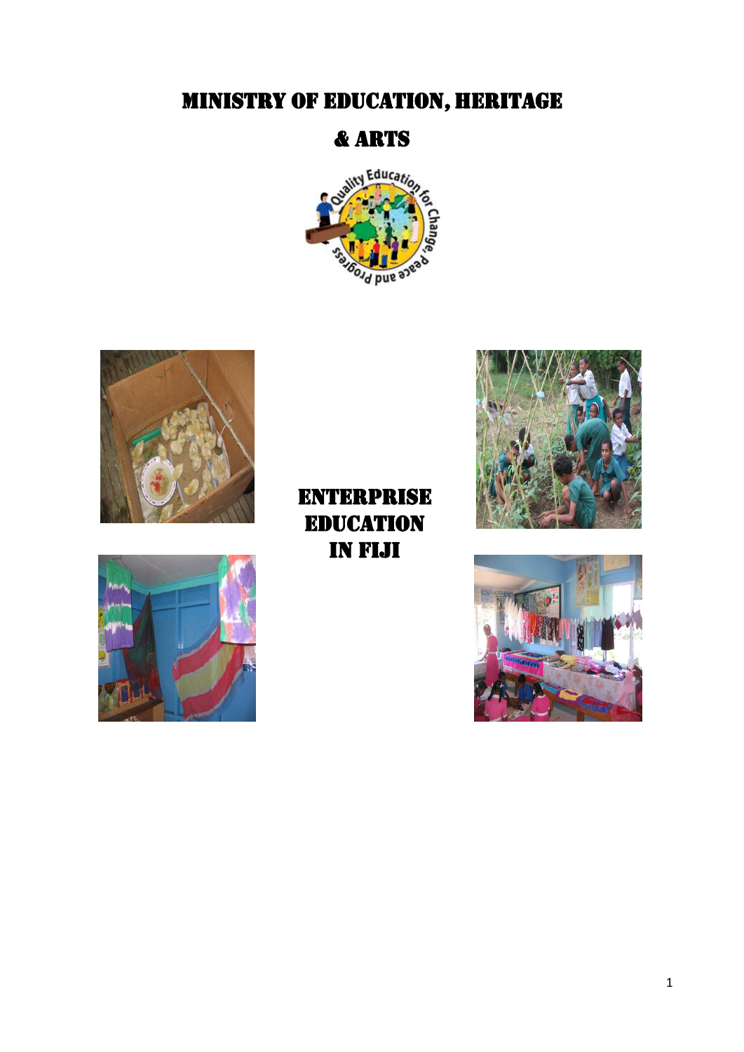# MINISTRY OF EDUCATION, HERITAGE & ARTS

# ENTERPRISE EDUCATION IN FIJI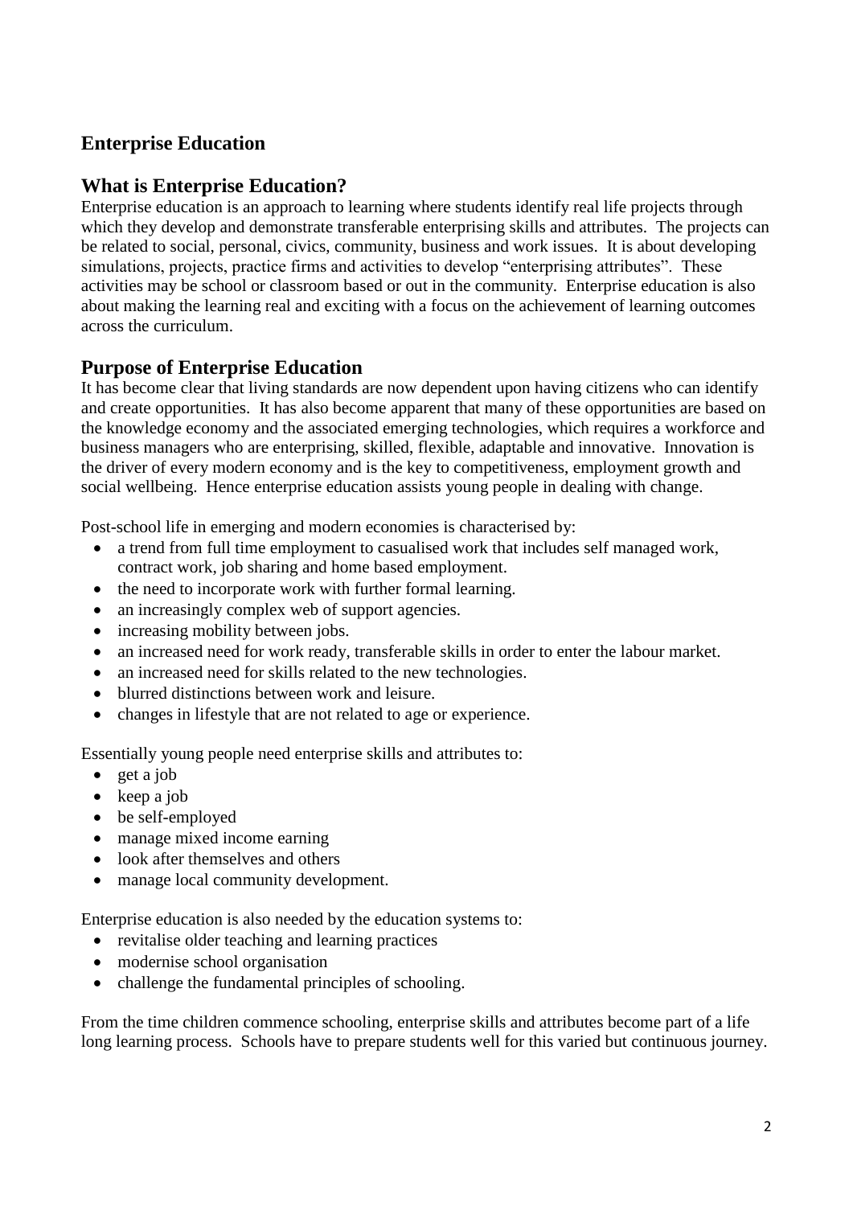## Enterprise Education

## What is Enterprise Education?

Enterprise education is an approach to learning where students identify real life projects through which they develop and demonstrate transferable enterprising skills and attributes. The projects can be related to social, personal, civics, community, business and work issues. It is about developing simulations, projects, practice firms and activities to develop "enterprising attributes". These activities may be school or classroom based or out in the community. Enterprise education is also about making the learning real and exciting with a focus on the achievement of learning outcomes across the curriculum.

## Purpose of Enterprise Education

It has become clear that living standards are now dependent upon having citizens who can identify and create opportunities. It has also become apparent that many of these opportunities are based on the knowledge economy and the associated emerging technologies, which requires a workforce and business managers who are enterprising, skilled, flexible, adaptable and innovative. Innovation is the driver of every modern economy and is the key to competitiveness, employment growth and social wellbeing. Hence enterprise education assists young people in dealing with change.

Post-school life in emerging and modern economies is characterised by:

- a trend from full time employment to casualised work that includes self managed work, contract work, job sharing and home based employment.
- the need to incorporate work with further formal learning.
- an increasingly complex web of support agencies.
- increasing mobility between jobs.
- an increased need for work ready, transferable skills in order to enter the labour market.
- an increased need for skills related to the new technologies.
- blurred distinctions between work and leisure.
- changes in lifestyle that are not related to age or experience.

Essentially young people need enterprise skills and attributes to:

- get a job
- keep a job
- be self-employed
- manage mixed income earning
- look after themselves and others
- manage local community development.

Enterprise education is also needed by the education systems to:

- revitalise older teaching and learning practices
- modernise school organisation
- challenge the fundamental principles of schooling.

From the time children commence schooling, enterprise skills and attributes become part of a life long learning process. Schools have to prepare students well for this varied but continuous journey.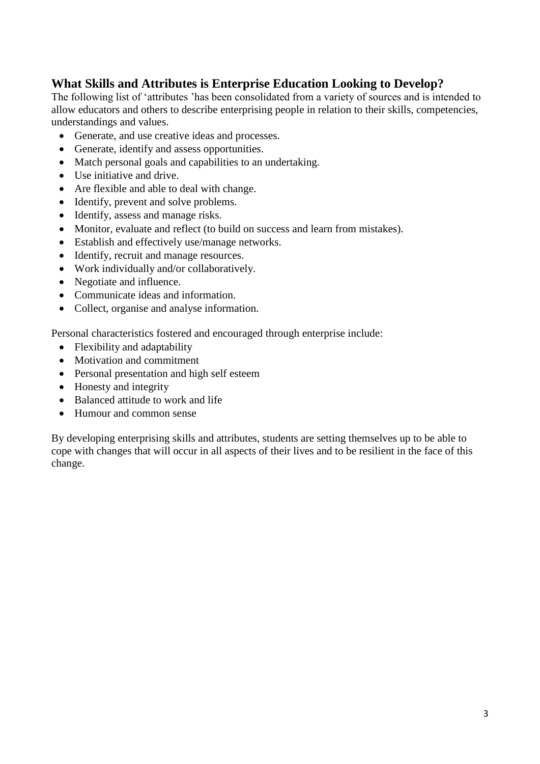## What Skills and Attributes is Enterprise Education Looking to Develop?

The following list of ‘attributes ’has been consolidated from a variety of sources and is intended to allow educators and others to describe enterprising people in relation to their skills, competencies, understandings and values.

- Generate, and use creative ideas and processes.
- Generate, identify and assess opportunities.
- Match personal goals and capabilities to an undertaking.
- Use initiative and drive.
- Are flexible and able to deal with change.
- Identify, prevent and solve problems.
- Identify, assess and manage risks.
- Monitor, evaluate and reflect (to build on success and learn from mistakes).
- Establish and effectively use/manage networks.
- Identify, recruit and manage resources.
- Work individually and/or collaboratively.
- Negotiate and influence.
- Communicate ideas and information.
- Collect, organise and analyse information.

Personal characteristics fostered and encouraged through enterprise include:

- Flexibility and adaptability
- Motivation and commitment
- Personal presentation and high self esteem
- Honesty and integrity
- Balanced attitude to work and life
- Humour and common sense

By developing enterprising skills and attributes, students are setting themselves up to be able to cope with changes that will occur in all aspects of their lives and to be resilient in the face of this change.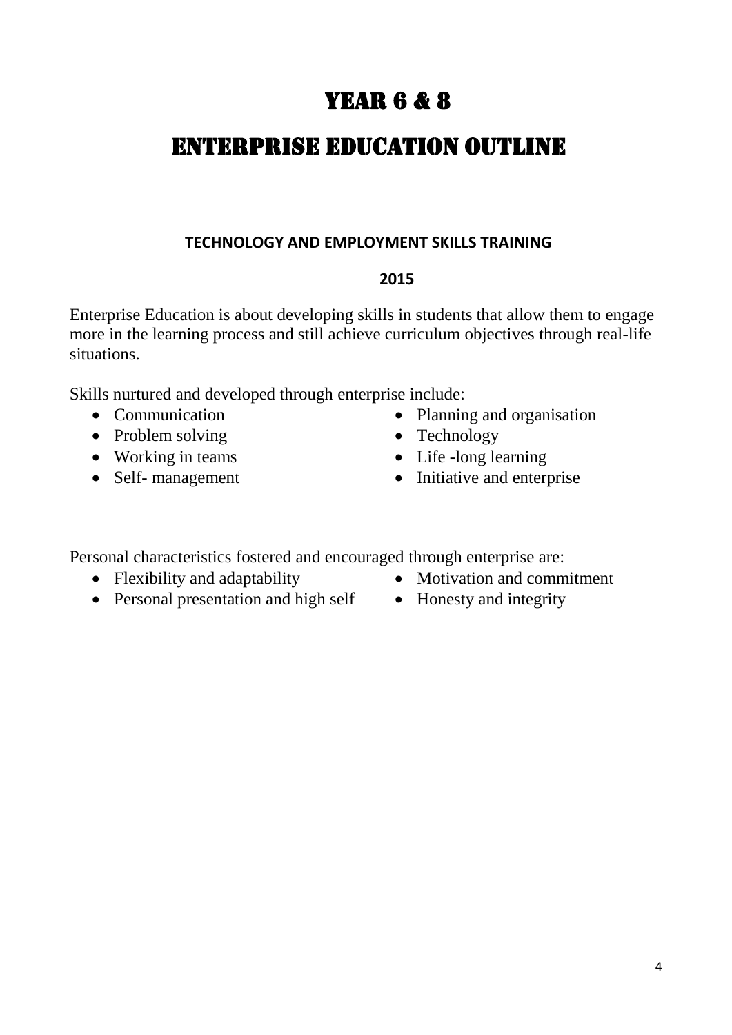# YEAR 6 & 8

# ENTERPRISE EDUCATION OUTLINE

**TECHNOLOGY AND EMPLOYMENT SKILLS TRAINING**

**2015**

Enterprise Education is about developing skills in students that allow them to engage more in the learning process and still achieve curriculum objectives through real-life situations.

Skills nurtured and developed through enterprise include:

- Communication
- Problem solving
- Working in teams
- Self- management
- Planning and organisation
- Technology
- Life -long learning
- Initiative and enterprise

Personal characteristics fostered and encouraged through enterprise are:

- Flexibility and adaptability
- Personal presentation and high self
- Motivation and commitment
- Honesty and integrity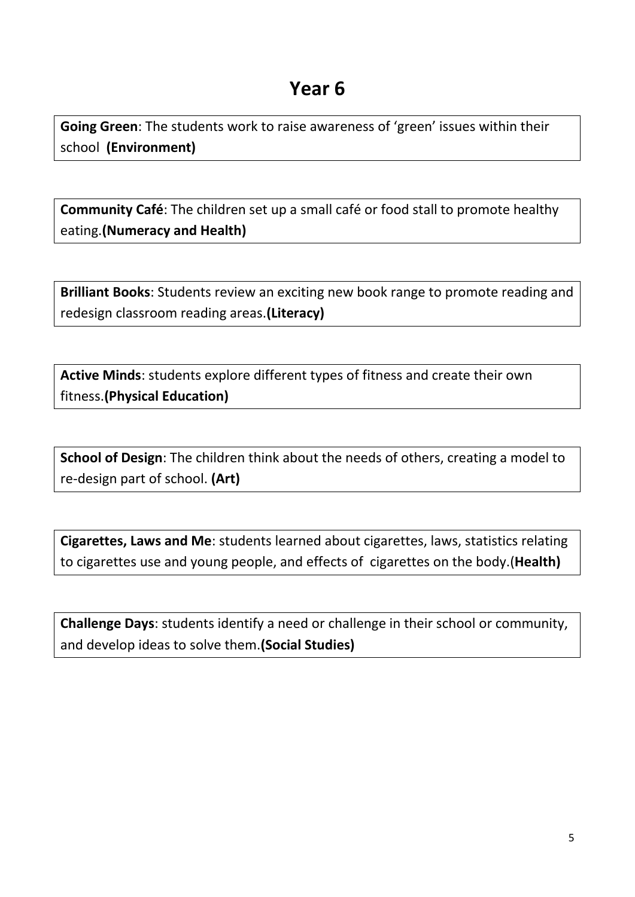# Year 6

**Going Green**: The students work to raise awareness of 'green' issues within their school **(Environment)**

**Community Café**: The children set up a small café or food stall to promote healthy eating.**(Numeracy and Health)**

**Brilliant Books**: Students review an exciting new book range to promote reading and redesign classroom reading areas.**(Literacy)**

**Active Minds**: students explore different types of fitness and create their own fitness.**(Physical Education)**

**School of Design**: The children think about the needs of others, creating a model to re-design part of school. **(Art)**

**Cigarettes, Laws and Me**: students learned about cigarettes, laws, statistics relating to cigarettes use and young people, and effects of cigarettes on the body.(**Health)**

**Challenge Days**: students identify a need or challenge in their school or community, and develop ideas to solve them.**(Social Studies)**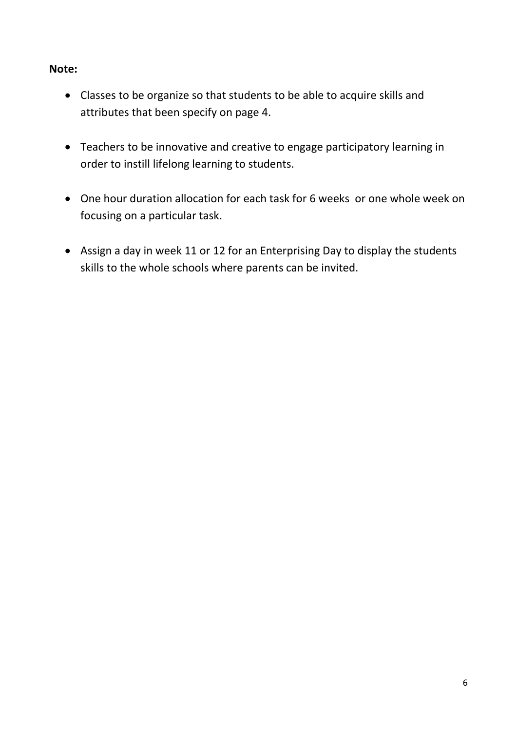**Note:**

- Classes to be organize so that students to be able to acquire skills and attributes that been specify on page 4.

- Teachers to be innovative and creative to engage participatory learning in order to instill lifelong learning to students.

- One hour duration allocation for each task for 6 weeks  or one whole week on focusing on a particular task.

- Assign a day in week 11 or 12 for an Enterprising Day to display the students skills to the whole schools where parents can be invited.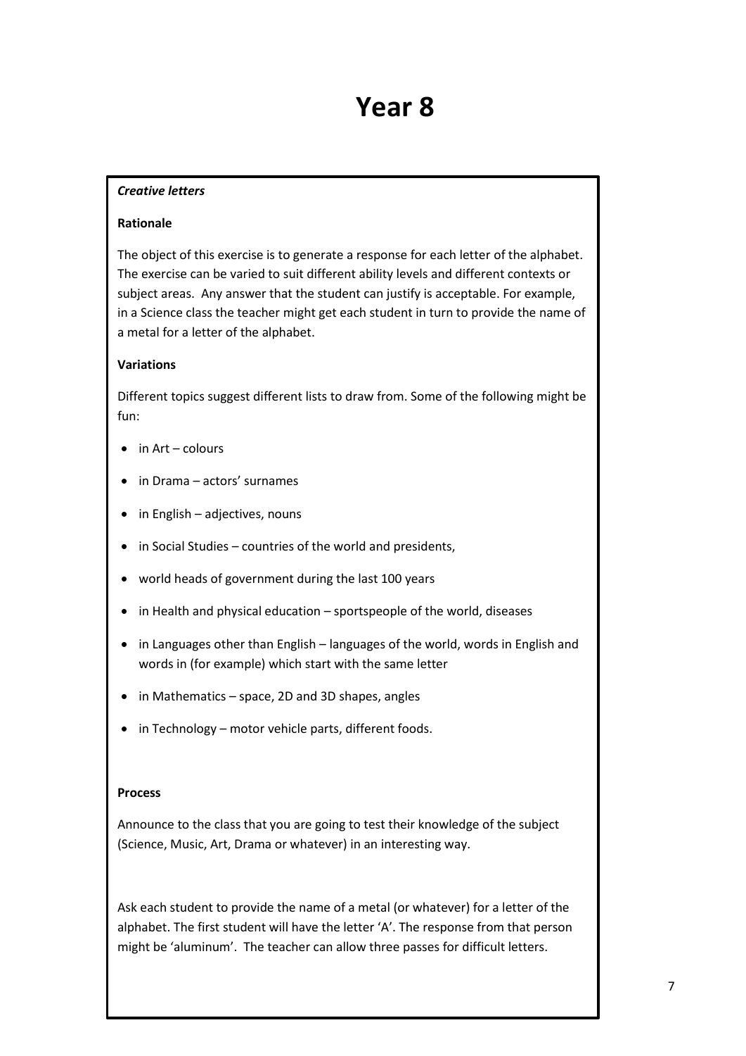# Year 8

***Creative letters***

**Rationale**

The object of this exercise is to generate a response for each letter of the alphabet. The exercise can be varied to suit different ability levels and different contexts or subject areas. Any answer that the student can justify is acceptable. For example, in a Science class the teacher might get each student in turn to provide the name of a metal for a letter of the alphabet.

**Variations**

Different topics suggest different lists to draw from. Some of the following might be fun:

- in Art – colours
- in Drama – actors' surnames
- in English – adjectives, nouns
- in Social Studies – countries of the world and presidents,
- world heads of government during the last 100 years
- in Health and physical education – sportspeople of the world, diseases
- in Languages other than English – languages of the world, words in English and words in (for example) which start with the same letter
- in Mathematics – space, 2D and 3D shapes, angles
- in Technology – motor vehicle parts, different foods.

**Process**

Announce to the class that you are going to test their knowledge of the subject (Science, Music, Art, Drama or whatever) in an interesting way.

Ask each student to provide the name of a metal (or whatever) for a letter of the alphabet. The first student will have the letter 'A'. The response from that person might be 'aluminum'. The teacher can allow three passes for difficult letters.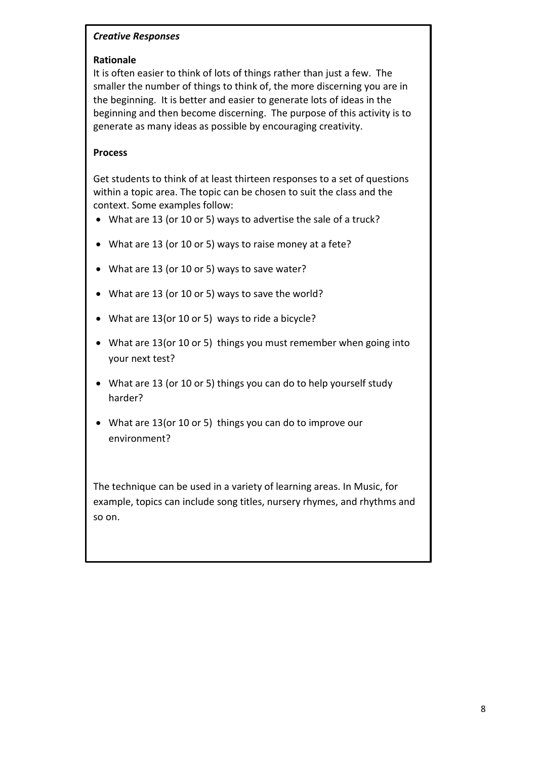***Creative Responses***

**Rationale**

It is often easier to think of lots of things rather than just a few. The smaller the number of things to think of, the more discerning you are in the beginning. It is better and easier to generate lots of ideas in the beginning and then become discerning. The purpose of this activity is to generate as many ideas as possible by encouraging creativity.

**Process**

Get students to think of at least thirteen responses to a set of questions within a topic area. The topic can be chosen to suit the class and the context. Some examples follow:

- What are 13 (or 10 or 5) ways to advertise the sale of a truck?
- What are 13 (or 10 or 5) ways to raise money at a fete?
- What are 13 (or 10 or 5) ways to save water?
- What are 13 (or 10 or 5) ways to save the world?
- What are 13(or 10 or 5) ways to ride a bicycle?
- What are 13(or 10 or 5) things you must remember when going into your next test?
- What are 13 (or 10 or 5) things you can do to help yourself study harder?
- What are 13(or 10 or 5) things you can do to improve our environment?

The technique can be used in a variety of learning areas. In Music, for example, topics can include song titles, nursery rhymes, and rhythms and so on.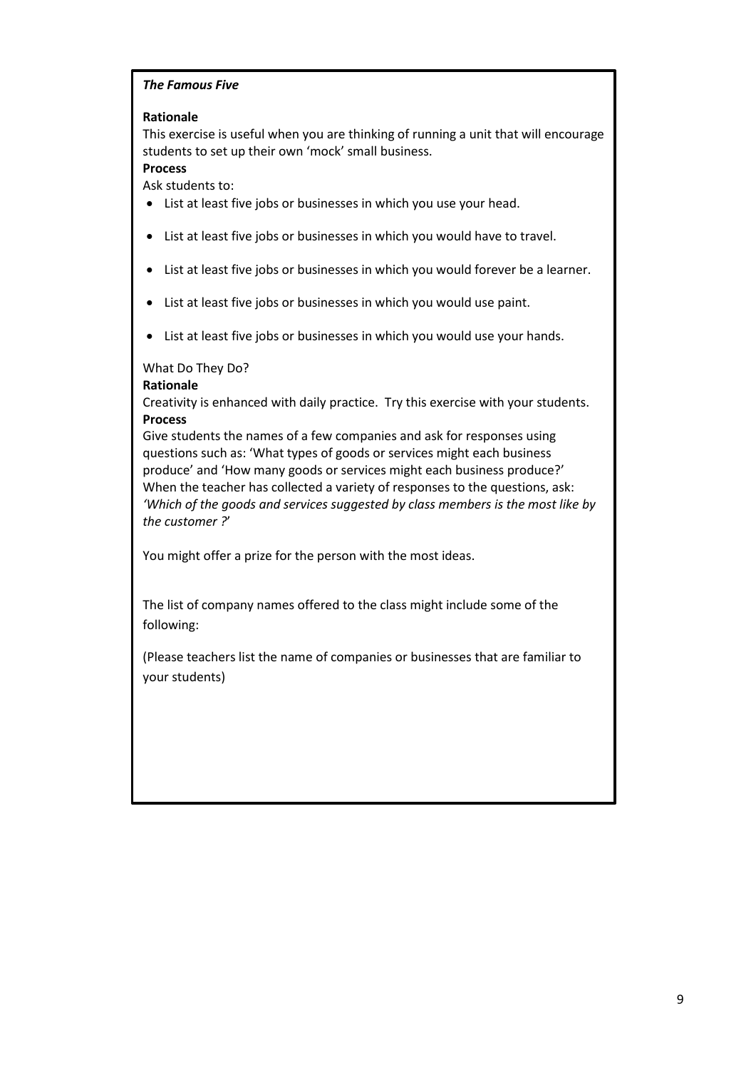***The Famous Five***

**Rationale**

This exercise is useful when you are thinking of running a unit that will encourage students to set up their own 'mock' small business.

**Process**

Ask students to:

- List at least five jobs or businesses in which you use your head.
- List at least five jobs or businesses in which you would have to travel.
- List at least five jobs or businesses in which you would forever be a learner.
- List at least five jobs or businesses in which you would use paint.
- List at least five jobs or businesses in which you would use your hands.

What Do They Do?

**Rationale**

Creativity is enhanced with daily practice. Try this exercise with your students.

**Process**

Give students the names of a few companies and ask for responses using questions such as: 'What types of goods or services might each business produce' and 'How many goods or services might each business produce?' When the teacher has collected a variety of responses to the questions, ask: *'Which of the goods and services suggested by class members is the most like by the customer ?'*

You might offer a prize for the person with the most ideas.

The list of company names offered to the class might include some of the following:

(Please teachers list the name of companies or businesses that are familiar to your students)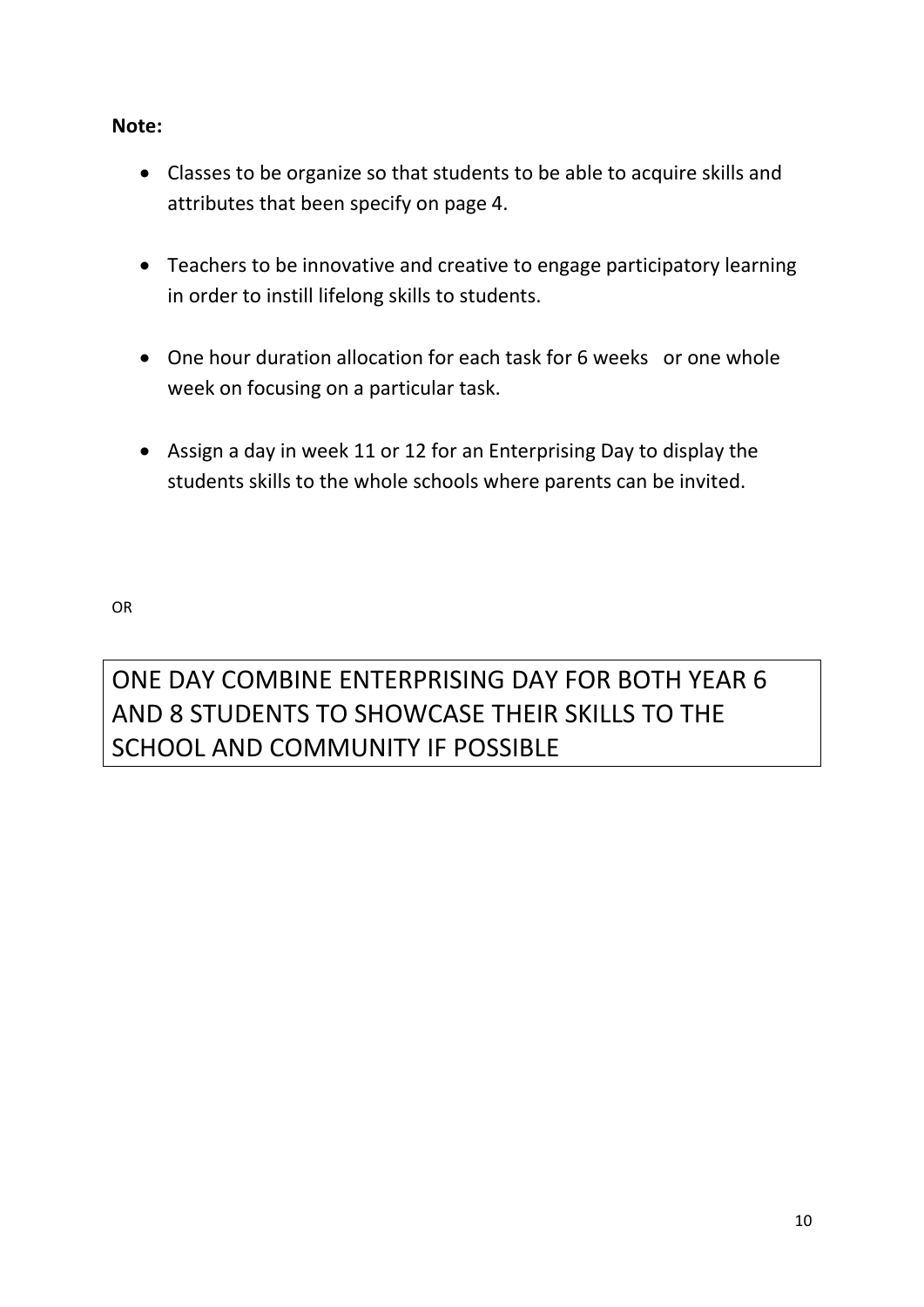**Note:**

- Classes to be organize so that students to be able to acquire skills and attributes that been specify on page 4.
- Teachers to be innovative and creative to engage participatory learning in order to instill lifelong skills to students.
- One hour duration allocation for each task for 6 weeks or one whole week on focusing on a particular task.
- Assign a day in week 11 or 12 for an Enterprising Day to display the students skills to the whole schools where parents can be invited.

OR

ONE DAY COMBINE ENTERPRISING DAY FOR BOTH YEAR 6 AND 8 STUDENTS TO SHOWCASE THEIR SKILLS TO THE SCHOOL AND COMMUNITY IF POSSIBLE